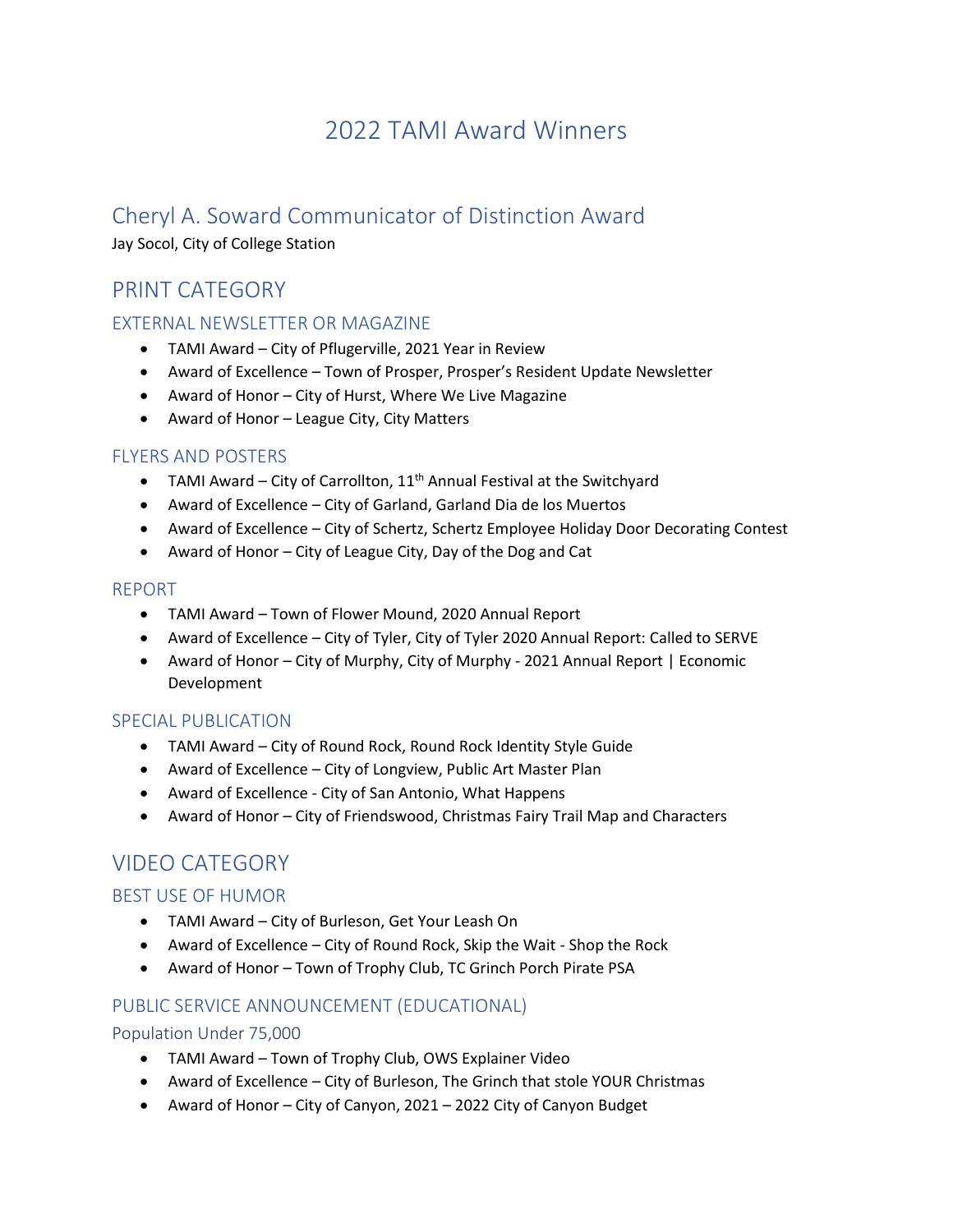# 2022 TAMI Award Winners

## Cheryl A. Soward Communicator of Distinction Award

Jay Socol, City of College Station

## PRINT CATEGORY

### EXTERNAL NEWSLETTER OR MAGAZINE

- TAMI Award – City of Pflugerville, 2021 Year in Review
- Award of Excellence – Town of Prosper, Prosper's Resident Update Newsletter
- Award of Honor – City of Hurst, Where We Live Magazine
- Award of Honor – League City, City Matters

### FLYERS AND POSTERS

- TAMI Award – City of Carrollton, 11th Annual Festival at the Switchyard
- Award of Excellence – City of Garland, Garland Dia de los Muertos
- Award of Excellence – City of Schertz, Schertz Employee Holiday Door Decorating Contest
- Award of Honor – City of League City, Day of the Dog and Cat

### REPORT

- TAMI Award – Town of Flower Mound, 2020 Annual Report
- Award of Excellence – City of Tyler, City of Tyler 2020 Annual Report: Called to SERVE
- Award of Honor – City of Murphy, City of Murphy - 2021 Annual Report | Economic Development

### SPECIAL PUBLICATION

- TAMI Award – City of Round Rock, Round Rock Identity Style Guide
- Award of Excellence – City of Longview, Public Art Master Plan
- Award of Excellence - City of San Antonio, What Happens
- Award of Honor – City of Friendswood, Christmas Fairy Trail Map and Characters

## VIDEO CATEGORY

### BEST USE OF HUMOR

- TAMI Award – City of Burleson, Get Your Leash On
- Award of Excellence – City of Round Rock, Skip the Wait - Shop the Rock
- Award of Honor – Town of Trophy Club, TC Grinch Porch Pirate PSA

### PUBLIC SERVICE ANNOUNCEMENT (EDUCATIONAL)

#### Population Under 75,000

- TAMI Award – Town of Trophy Club, OWS Explainer Video
- Award of Excellence – City of Burleson, The Grinch that stole YOUR Christmas
- Award of Honor – City of Canyon, 2021 – 2022 City of Canyon Budget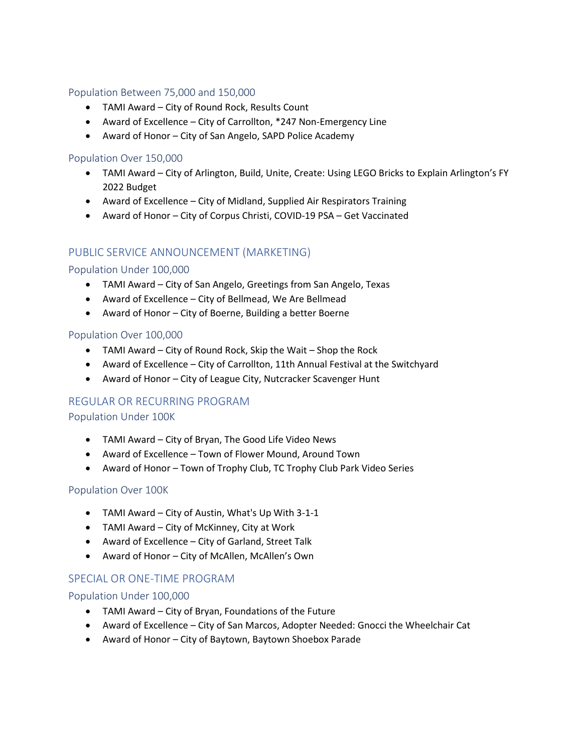### Population Between 75,000 and 150,000

- TAMI Award – City of Round Rock, Results Count
- Award of Excellence – City of Carrollton, *247 Non-Emergency Line
- Award of Honor – City of San Angelo, SAPD Police Academy

### Population Over 150,000

- TAMI Award – City of Arlington, Build, Unite, Create: Using LEGO Bricks to Explain Arlington's FY 2022 Budget
- Award of Excellence – City of Midland, Supplied Air Respirators Training
- Award of Honor – City of Corpus Christi, COVID-19 PSA – Get Vaccinated

## PUBLIC SERVICE ANNOUNCEMENT (MARKETING)

### Population Under 100,000

- TAMI Award – City of San Angelo, Greetings from San Angelo, Texas
- Award of Excellence – City of Bellmead, We Are Bellmead
- Award of Honor – City of Boerne, Building a better Boerne

### Population Over 100,000

- TAMI Award – City of Round Rock, Skip the Wait – Shop the Rock
- Award of Excellence – City of Carrollton, 11th Annual Festival at the Switchyard
- Award of Honor – City of League City, Nutcracker Scavenger Hunt

## REGULAR OR RECURRING PROGRAM

### Population Under 100K

- TAMI Award – City of Bryan, The Good Life Video News
- Award of Excellence – Town of Flower Mound, Around Town
- Award of Honor – Town of Trophy Club, TC Trophy Club Park Video Series

### Population Over 100K

- TAMI Award – City of Austin, What's Up With 3-1-1
- TAMI Award – City of McKinney, City at Work
- Award of Excellence – City of Garland, Street Talk
- Award of Honor – City of McAllen, McAllen's Own

## SPECIAL OR ONE-TIME PROGRAM

### Population Under 100,000

- TAMI Award – City of Bryan, Foundations of the Future
- Award of Excellence – City of San Marcos, Adopter Needed: Gnocci the Wheelchair Cat
- Award of Honor – City of Baytown, Baytown Shoebox Parade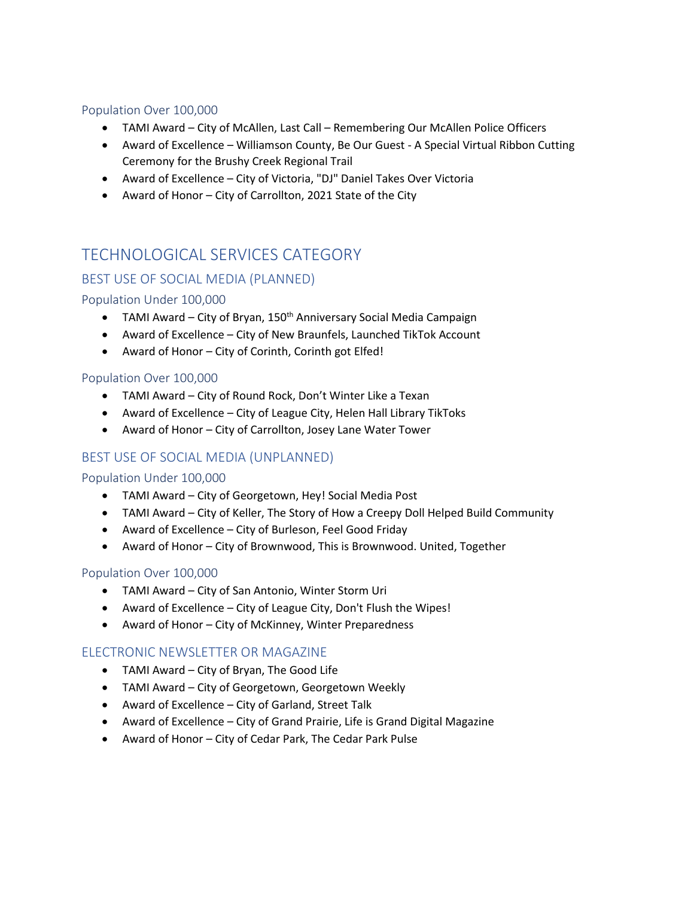#### Population Over 100,000

- TAMI Award – City of McAllen, Last Call – Remembering Our McAllen Police Officers
- Award of Excellence – Williamson County, Be Our Guest - A Special Virtual Ribbon Cutting Ceremony for the Brushy Creek Regional Trail
- Award of Excellence – City of Victoria, "DJ" Daniel Takes Over Victoria
- Award of Honor – City of Carrollton, 2021 State of the City

## TECHNOLOGICAL SERVICES CATEGORY

### BEST USE OF SOCIAL MEDIA (PLANNED)

#### Population Under 100,000

- TAMI Award – City of Bryan, 150th Anniversary Social Media Campaign
- Award of Excellence – City of New Braunfels, Launched TikTok Account
- Award of Honor – City of Corinth, Corinth got Elfed!

#### Population Over 100,000

- TAMI Award – City of Round Rock, Don't Winter Like a Texan
- Award of Excellence – City of League City, Helen Hall Library TikToks
- Award of Honor – City of Carrollton, Josey Lane Water Tower

### BEST USE OF SOCIAL MEDIA (UNPLANNED)

#### Population Under 100,000

- TAMI Award – City of Georgetown, Hey! Social Media Post
- TAMI Award – City of Keller, The Story of How a Creepy Doll Helped Build Community
- Award of Excellence – City of Burleson, Feel Good Friday
- Award of Honor – City of Brownwood, This is Brownwood. United, Together

#### Population Over 100,000

- TAMI Award – City of San Antonio, Winter Storm Uri
- Award of Excellence – City of League City, Don't Flush the Wipes!
- Award of Honor – City of McKinney, Winter Preparedness

### ELECTRONIC NEWSLETTER OR MAGAZINE

- TAMI Award – City of Bryan, The Good Life
- TAMI Award – City of Georgetown, Georgetown Weekly
- Award of Excellence – City of Garland, Street Talk
- Award of Excellence – City of Grand Prairie, Life is Grand Digital Magazine
- Award of Honor – City of Cedar Park, The Cedar Park Pulse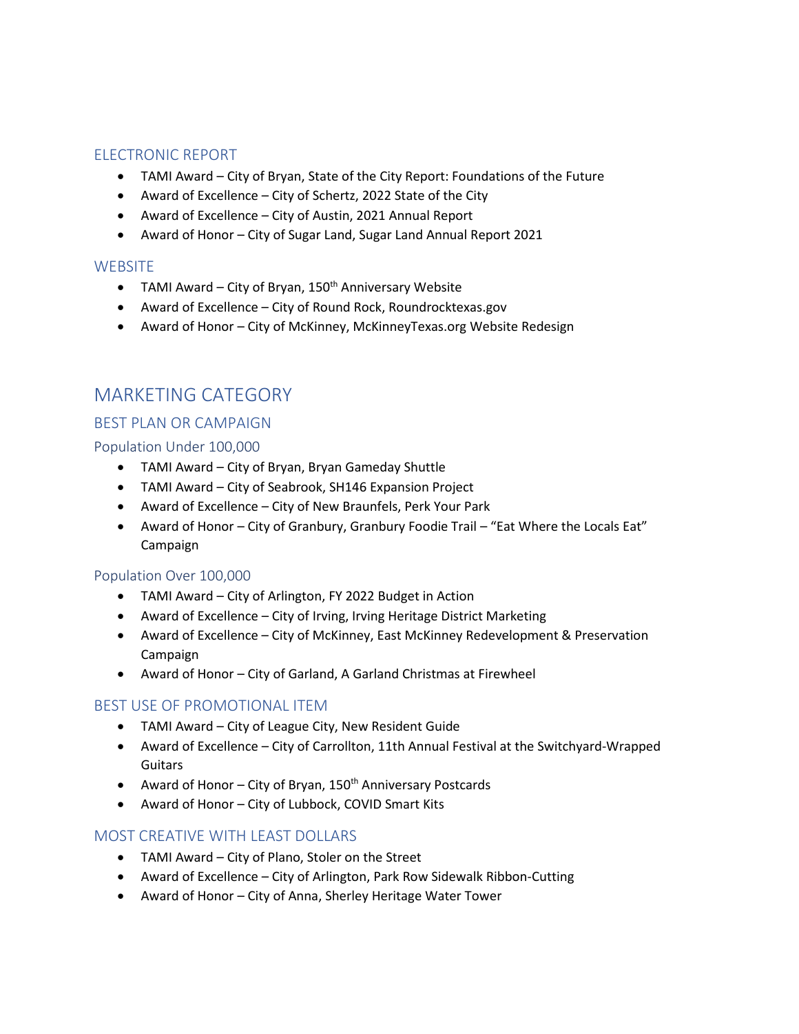### ELECTRONIC REPORT

- TAMI Award – City of Bryan, State of the City Report: Foundations of the Future
- Award of Excellence – City of Schertz, 2022 State of the City
- Award of Excellence – City of Austin, 2021 Annual Report
- Award of Honor – City of Sugar Land, Sugar Land Annual Report 2021

### WEBSITE

- TAMI Award – City of Bryan, 150th Anniversary Website
- Award of Excellence – City of Round Rock, Roundrocktexas.gov
- Award of Honor – City of McKinney, McKinneyTexas.org Website Redesign

## MARKETING CATEGORY

### BEST PLAN OR CAMPAIGN

#### Population Under 100,000

- TAMI Award – City of Bryan, Bryan Gameday Shuttle
- TAMI Award – City of Seabrook, SH146 Expansion Project
- Award of Excellence – City of New Braunfels, Perk Your Park
- Award of Honor – City of Granbury, Granbury Foodie Trail – "Eat Where the Locals Eat" Campaign

#### Population Over 100,000

- TAMI Award – City of Arlington, FY 2022 Budget in Action
- Award of Excellence – City of Irving, Irving Heritage District Marketing
- Award of Excellence – City of McKinney, East McKinney Redevelopment & Preservation Campaign
- Award of Honor – City of Garland, A Garland Christmas at Firewheel

### BEST USE OF PROMOTIONAL ITEM

- TAMI Award – City of League City, New Resident Guide
- Award of Excellence – City of Carrollton, 11th Annual Festival at the Switchyard-Wrapped Guitars
- Award of Honor – City of Bryan, 150th Anniversary Postcards
- Award of Honor – City of Lubbock, COVID Smart Kits

### MOST CREATIVE WITH LEAST DOLLARS

- TAMI Award – City of Plano, Stoler on the Street
- Award of Excellence – City of Arlington, Park Row Sidewalk Ribbon-Cutting
- Award of Honor – City of Anna, Sherley Heritage Water Tower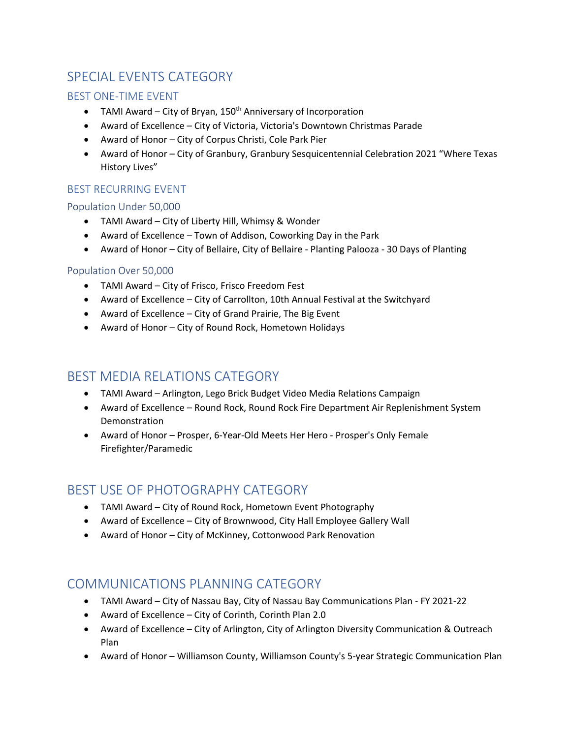## SPECIAL EVENTS CATEGORY

### BEST ONE-TIME EVENT

- TAMI Award – City of Bryan, 150th Anniversary of Incorporation
- Award of Excellence – City of Victoria, Victoria's Downtown Christmas Parade
- Award of Honor – City of Corpus Christi, Cole Park Pier
- Award of Honor – City of Granbury, Granbury Sesquicentennial Celebration 2021 "Where Texas History Lives"

### BEST RECURRING EVENT

#### Population Under 50,000

- TAMI Award – City of Liberty Hill, Whimsy & Wonder
- Award of Excellence – Town of Addison, Coworking Day in the Park
- Award of Honor – City of Bellaire, City of Bellaire - Planting Palooza - 30 Days of Planting

#### Population Over 50,000

- TAMI Award – City of Frisco, Frisco Freedom Fest
- Award of Excellence – City of Carrollton, 10th Annual Festival at the Switchyard
- Award of Excellence – City of Grand Prairie, The Big Event
- Award of Honor – City of Round Rock, Hometown Holidays

## BEST MEDIA RELATIONS CATEGORY

- TAMI Award – Arlington, Lego Brick Budget Video Media Relations Campaign
- Award of Excellence – Round Rock, Round Rock Fire Department Air Replenishment System Demonstration
- Award of Honor – Prosper, 6-Year-Old Meets Her Hero - Prosper's Only Female Firefighter/Paramedic

## BEST USE OF PHOTOGRAPHY CATEGORY

- TAMI Award – City of Round Rock, Hometown Event Photography
- Award of Excellence – City of Brownwood, City Hall Employee Gallery Wall
- Award of Honor – City of McKinney, Cottonwood Park Renovation

## COMMUNICATIONS PLANNING CATEGORY

- TAMI Award – City of Nassau Bay, City of Nassau Bay Communications Plan - FY 2021-22
- Award of Excellence – City of Corinth, Corinth Plan 2.0
- Award of Excellence – City of Arlington, City of Arlington Diversity Communication & Outreach Plan
- Award of Honor – Williamson County, Williamson County's 5-year Strategic Communication Plan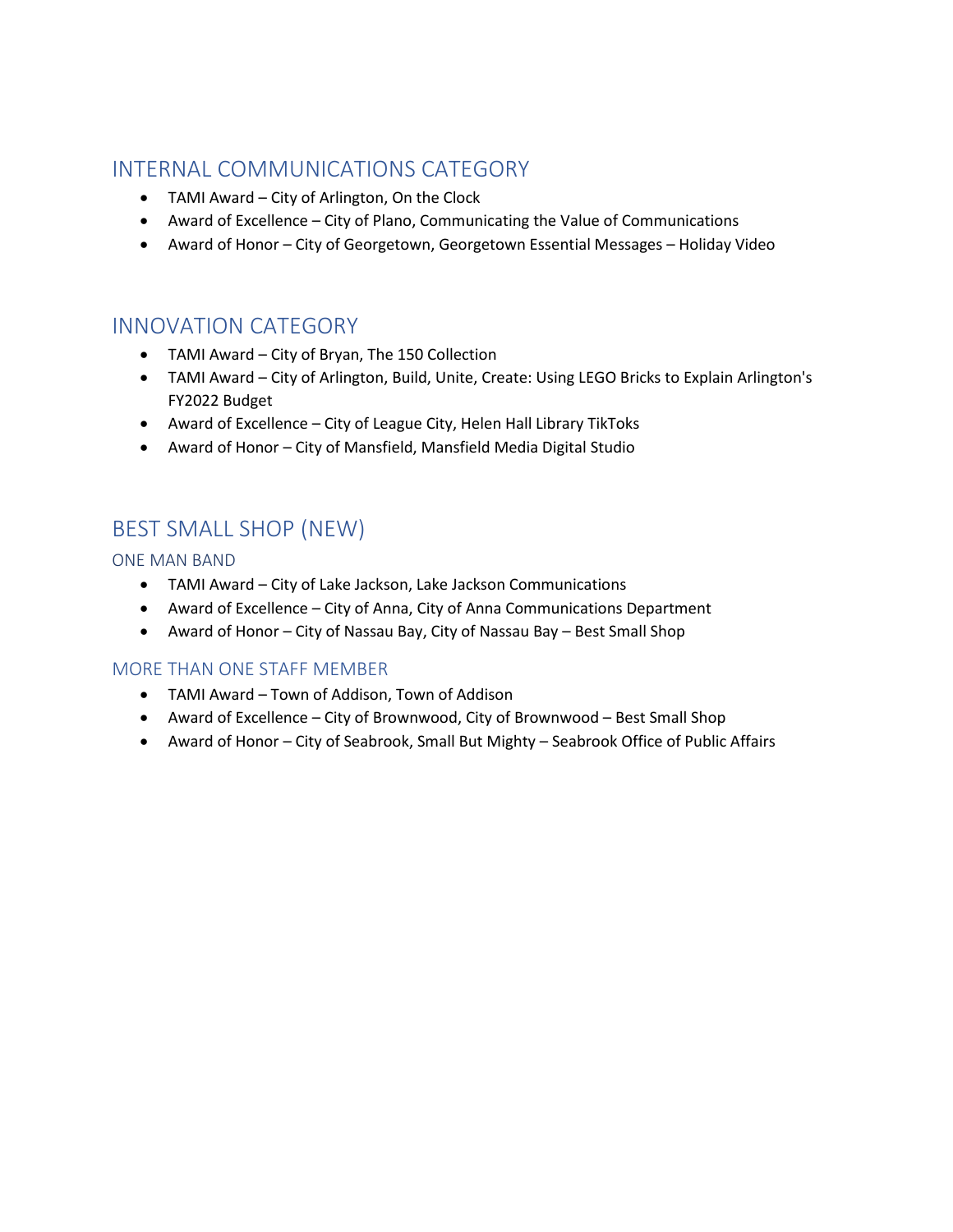## INTERNAL COMMUNICATIONS CATEGORY

- TAMI Award – City of Arlington, On the Clock
- Award of Excellence – City of Plano, Communicating the Value of Communications
- Award of Honor – City of Georgetown, Georgetown Essential Messages – Holiday Video

## INNOVATION CATEGORY

- TAMI Award – City of Bryan, The 150 Collection
- TAMI Award – City of Arlington, Build, Unite, Create: Using LEGO Bricks to Explain Arlington's FY2022 Budget
- Award of Excellence – City of League City, Helen Hall Library TikToks
- Award of Honor – City of Mansfield, Mansfield Media Digital Studio

## BEST SMALL SHOP (NEW)

### ONE MAN BAND

- TAMI Award – City of Lake Jackson, Lake Jackson Communications
- Award of Excellence – City of Anna, City of Anna Communications Department
- Award of Honor – City of Nassau Bay, City of Nassau Bay – Best Small Shop

### MORE THAN ONE STAFF MEMBER

- TAMI Award – Town of Addison, Town of Addison
- Award of Excellence – City of Brownwood, City of Brownwood – Best Small Shop
- Award of Honor – City of Seabrook, Small But Mighty – Seabrook Office of Public Affairs